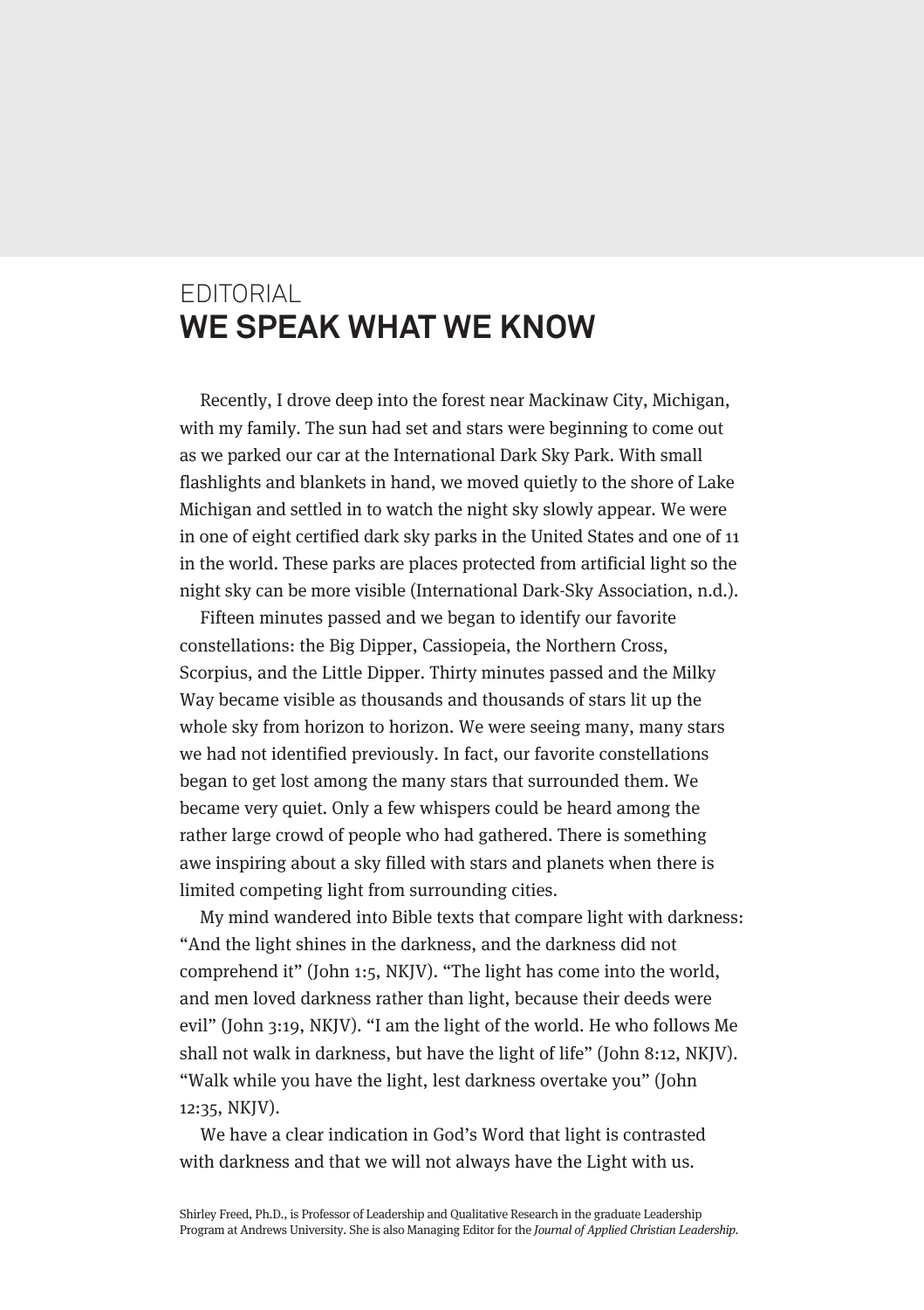EDITORIAL

# WE SPEAK WHAT WE KNOW

Recently, I drove deep into the forest near Mackinaw City, Michigan, with my family. The sun had set and stars were beginning to come out as we parked our car at the International Dark Sky Park. With small flashlights and blankets in hand, we moved quietly to the shore of Lake Michigan and settled in to watch the night sky slowly appear. We were in one of eight certified dark sky parks in the United States and one of 11 in the world. These parks are places protected from artificial light so the night sky can be more visible (International Dark-Sky Association, n.d.).

Fifteen minutes passed and we began to identify our favorite constellations: the Big Dipper, Cassiopeia, the Northern Cross, Scorpius, and the Little Dipper. Thirty minutes passed and the Milky Way became visible as thousands and thousands of stars lit up the whole sky from horizon to horizon. We were seeing many, many stars we had not identified previously. In fact, our favorite constellations began to get lost among the many stars that surrounded them. We became very quiet. Only a few whispers could be heard among the rather large crowd of people who had gathered. There is something awe inspiring about a sky filled with stars and planets when there is limited competing light from surrounding cities.

My mind wandered into Bible texts that compare light with darkness: "And the light shines in the darkness, and the darkness did not comprehend it" (John 1:5, NKJV). "The light has come into the world, and men loved darkness rather than light, because their deeds were evil" (John 3:19, NKJV). "I am the light of the world. He who follows Me shall not walk in darkness, but have the light of life" (John 8:12, NKJV). "Walk while you have the light, lest darkness overtake you" (John 12:35, NKJV).

We have a clear indication in God's Word that light is contrasted with darkness and that we will not always have the Light with us.

Shirley Freed, Ph.D., is Professor of Leadership and Qualitative Research in the graduate Leadership Program at Andrews University. She is also Managing Editor for the *Journal of Applied Christian Leadership*.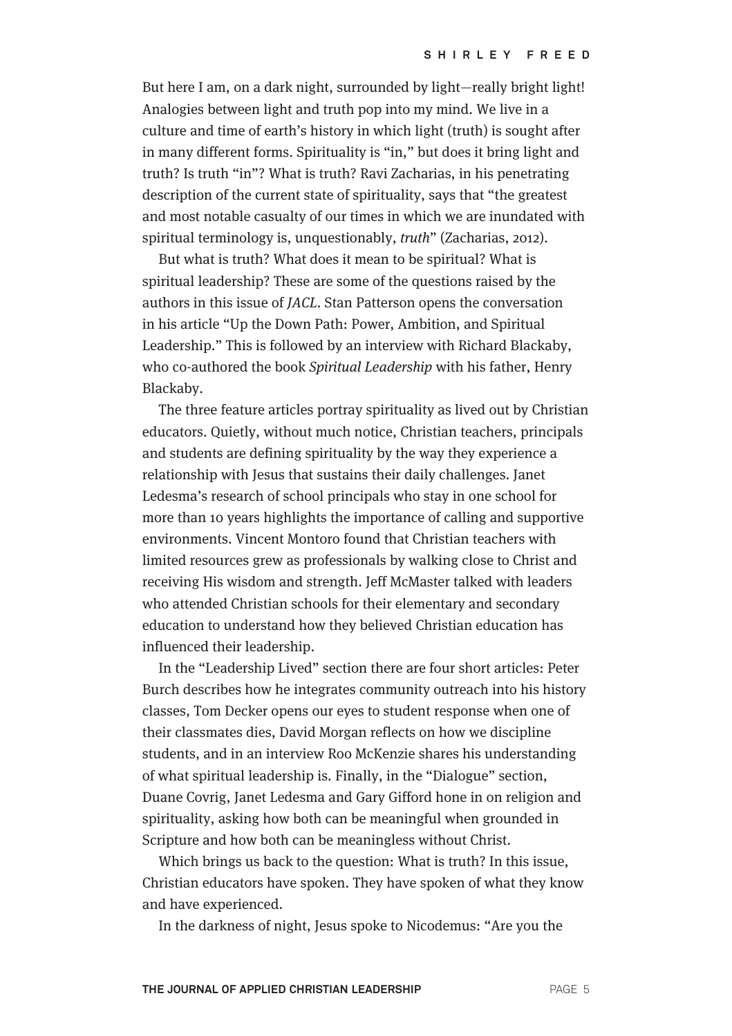But here I am, on a dark night, surrounded by light—really bright light! Analogies between light and truth pop into my mind. We live in a culture and time of earth's history in which light (truth) is sought after in many different forms. Spirituality is "in," but does it bring light and truth? Is truth "in"? What is truth? Ravi Zacharias, in his penetrating description of the current state of spirituality, says that "the greatest and most notable casualty of our times in which we are inundated with spiritual terminology is, unquestionably, *truth*" (Zacharias, 2012).

But what is truth? What does it mean to be spiritual? What is spiritual leadership? These are some of the questions raised by the authors in this issue of *JACL*. Stan Patterson opens the conversation in his article "Up the Down Path: Power, Ambition, and Spiritual Leadership." This is followed by an interview with Richard Blackaby, who co-authored the book *Spiritual Leadership* with his father, Henry Blackaby.

The three feature articles portray spirituality as lived out by Christian educators. Quietly, without much notice, Christian teachers, principals and students are defining spirituality by the way they experience a relationship with Jesus that sustains their daily challenges. Janet Ledesma's research of school principals who stay in one school for more than 10 years highlights the importance of calling and supportive environments. Vincent Montoro found that Christian teachers with limited resources grew as professionals by walking close to Christ and receiving His wisdom and strength. Jeff McMaster talked with leaders who attended Christian schools for their elementary and secondary education to understand how they believed Christian education has influenced their leadership.

In the "Leadership Lived" section there are four short articles: Peter Burch describes how he integrates community outreach into his history classes, Tom Decker opens our eyes to student response when one of their classmates dies, David Morgan reflects on how we discipline students, and in an interview Roo McKenzie shares his understanding of what spiritual leadership is. Finally, in the "Dialogue" section, Duane Covrig, Janet Ledesma and Gary Gifford hone in on religion and spirituality, asking how both can be meaningful when grounded in Scripture and how both can be meaningless without Christ.

Which brings us back to the question: What is truth? In this issue, Christian educators have spoken. They have spoken of what they know and have experienced.

In the darkness of night, Jesus spoke to Nicodemus: "Are you the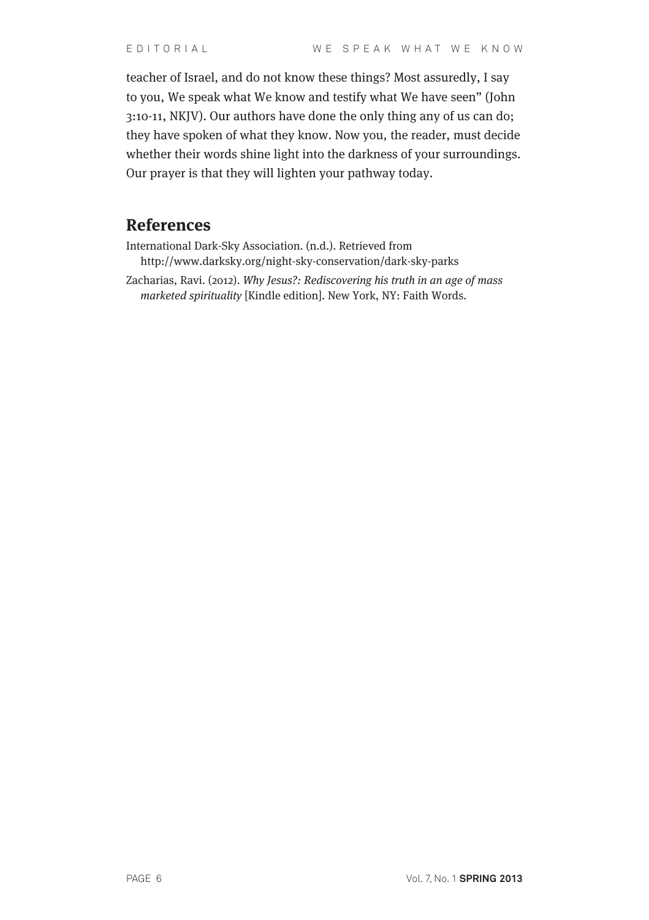teacher of Israel, and do not know these things? Most assuredly, I say to you, We speak what We know and testify what We have seen" (John 3:10-11, NKJV). Our authors have done the only thing any of us can do; they have spoken of what they know. Now you, the reader, must decide whether their words shine light into the darkness of your surroundings. Our prayer is that they will lighten your pathway today.

## References

International Dark-Sky Association. (n.d.). Retrieved from http://www.darksky.org/night-sky-conservation/dark-sky-parks

Zacharias, Ravi. (2012). *Why Jesus?: Rediscovering his truth in an age of mass marketed spirituality* [Kindle edition]. New York, NY: Faith Words.